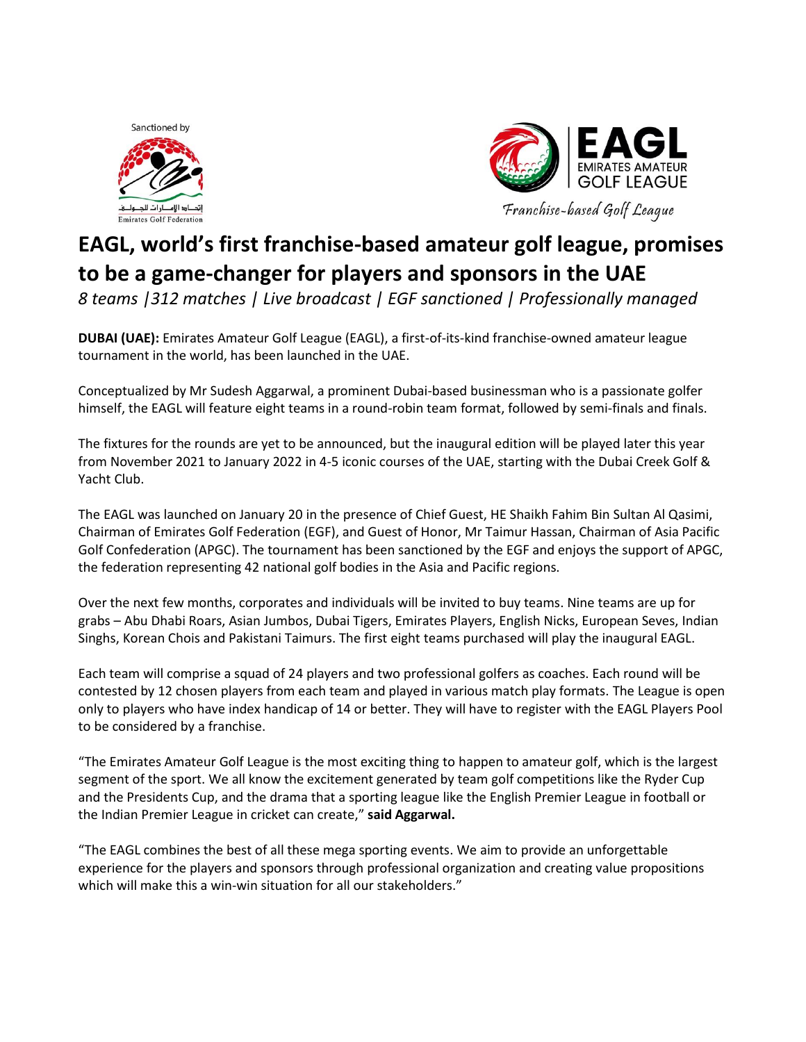Sanctioned by

إتحـاد الإمـارات للجـولـف
Emirates Golf Federation

EAGL
EMIRATES AMATEUR GOLF LEAGUE

Franchise-based Golf League

# EAGL, world's first franchise-based amateur golf league, promises to be a game-changer for players and sponsors in the UAE

*8 teams |312 matches | Live broadcast | EGF sanctioned | Professionally managed*

**DUBAI (UAE):** Emirates Amateur Golf League (EAGL), a first-of-its-kind franchise-owned amateur league tournament in the world, has been launched in the UAE.

Conceptualized by Mr Sudesh Aggarwal, a prominent Dubai-based businessman who is a passionate golfer himself, the EAGL will feature eight teams in a round-robin team format, followed by semi-finals and finals.

The fixtures for the rounds are yet to be announced, but the inaugural edition will be played later this year from November 2021 to January 2022 in 4-5 iconic courses of the UAE, starting with the Dubai Creek Golf & Yacht Club.

The EAGL was launched on January 20 in the presence of Chief Guest, HE Shaikh Fahim Bin Sultan Al Qasimi, Chairman of Emirates Golf Federation (EGF), and Guest of Honor, Mr Taimur Hassan, Chairman of Asia Pacific Golf Confederation (APGC). The tournament has been sanctioned by the EGF and enjoys the support of APGC, the federation representing 42 national golf bodies in the Asia and Pacific regions.

Over the next few months, corporates and individuals will be invited to buy teams. Nine teams are up for grabs – Abu Dhabi Roars, Asian Jumbos, Dubai Tigers, Emirates Players, English Nicks, European Seves, Indian Singhs, Korean Chois and Pakistani Taimurs. The first eight teams purchased will play the inaugural EAGL.

Each team will comprise a squad of 24 players and two professional golfers as coaches. Each round will be contested by 12 chosen players from each team and played in various match play formats. The League is open only to players who have index handicap of 14 or better. They will have to register with the EAGL Players Pool to be considered by a franchise.

"The Emirates Amateur Golf League is the most exciting thing to happen to amateur golf, which is the largest segment of the sport. We all know the excitement generated by team golf competitions like the Ryder Cup and the Presidents Cup, and the drama that a sporting league like the English Premier League in football or the Indian Premier League in cricket can create," **said Aggarwal.**

"The EAGL combines the best of all these mega sporting events. We aim to provide an unforgettable experience for the players and sponsors through professional organization and creating value propositions which will make this a win-win situation for all our stakeholders."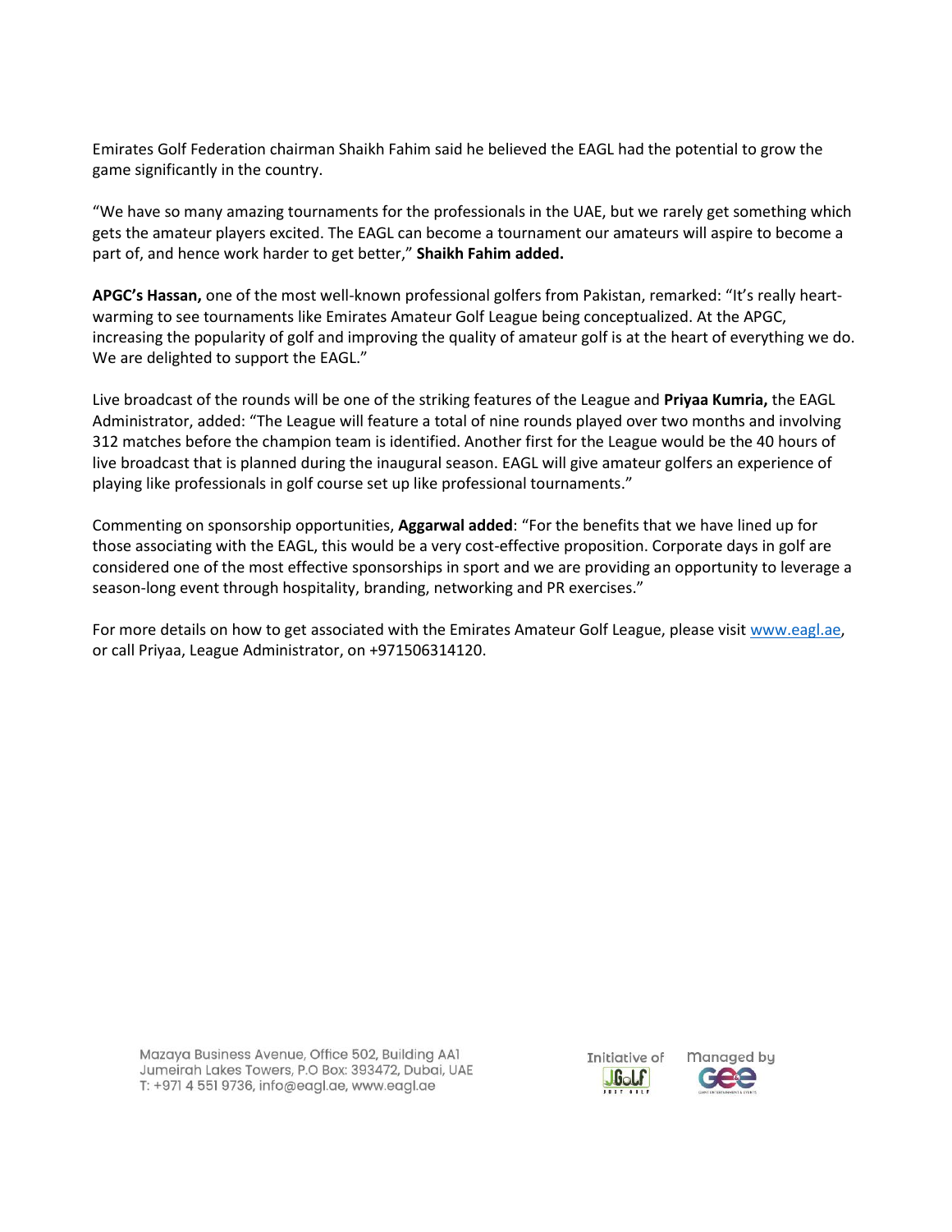Emirates Golf Federation chairman Shaikh Fahim said he believed the EAGL had the potential to grow the game significantly in the country.

"We have so many amazing tournaments for the professionals in the UAE, but we rarely get something which gets the amateur players excited. The EAGL can become a tournament our amateurs will aspire to become a part of, and hence work harder to get better," **Shaikh Fahim added.**

**APGC's Hassan,** one of the most well-known professional golfers from Pakistan, remarked: "It's really heart-warming to see tournaments like Emirates Amateur Golf League being conceptualized. At the APGC, increasing the popularity of golf and improving the quality of amateur golf is at the heart of everything we do. We are delighted to support the EAGL."

Live broadcast of the rounds will be one of the striking features of the League and **Priyaa Kumria,** the EAGL Administrator, added: "The League will feature a total of nine rounds played over two months and involving 312 matches before the champion team is identified. Another first for the League would be the 40 hours of live broadcast that is planned during the inaugural season. EAGL will give amateur golfers an experience of playing like professionals in golf course set up like professional tournaments."

Commenting on sponsorship opportunities, **Aggarwal added**: "For the benefits that we have lined up for those associating with the EAGL, this would be a very cost-effective proposition. Corporate days in golf are considered one of the most effective sponsorships in sport and we are providing an opportunity to leverage a season-long event through hospitality, branding, networking and PR exercises."

For more details on how to get associated with the Emirates Amateur Golf League, please visit www.eagl.ae, or call Priyaa, League Administrator, on +971506314120.

Mazaya Business Avenue, Office 502, Building AA1
Jumeirah Lakes Towers, P.O Box: 393472, Dubai, UAE
T: +971 4 551 9736, info@eagl.ae, www.eagl.ae

Initiative of JGolf

Managed by GEE